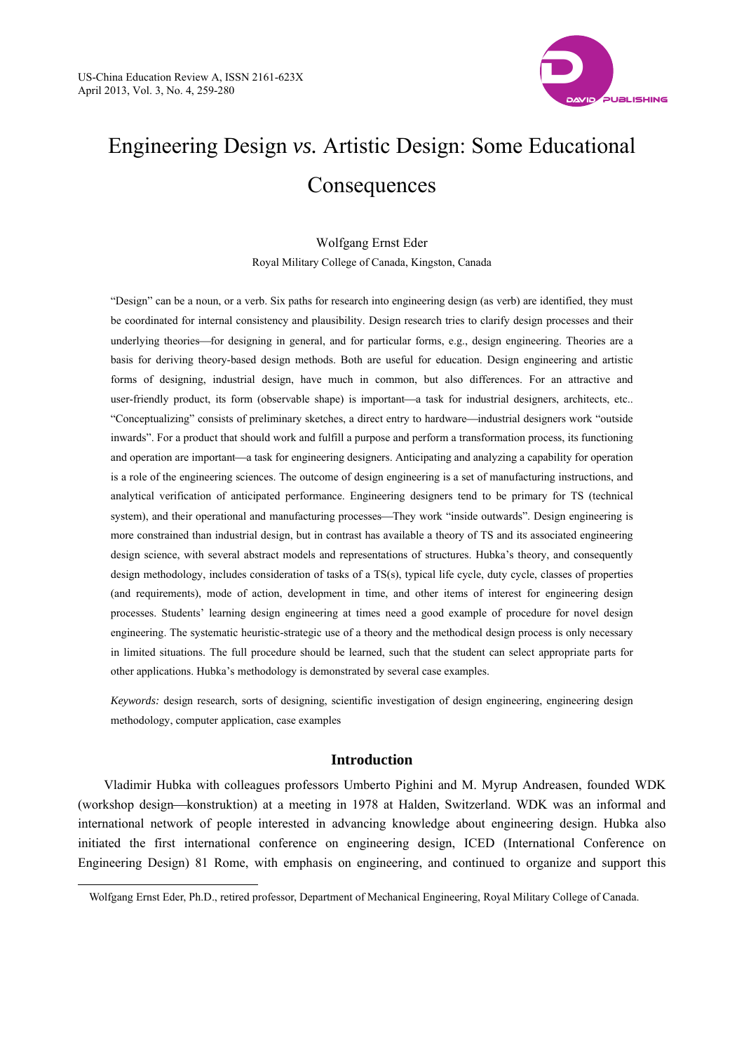# Engineering Design *vs.* Artistic Design: Some Educational Consequences

Wolfgang Ernst Eder

Royal Military College of Canada, Kingston, Canada

"Design" can be a noun, or a verb. Six paths for research into engineering design (as verb) are identified, they must be coordinated for internal consistency and plausibility. Design research tries to clarify design processes and their underlying theories—for designing in general, and for particular forms, e.g., design engineering. Theories are a basis for deriving theory-based design methods. Both are useful for education. Design engineering and artistic forms of designing, industrial design, have much in common, but also differences. For an attractive and user-friendly product, its form (observable shape) is important—a task for industrial designers, architects, etc.. "Conceptualizing" consists of preliminary sketches, a direct entry to hardware—industrial designers work "outside inwards". For a product that should work and fulfill a purpose and perform a transformation process, its functioning and operation are important—a task for engineering designers. Anticipating and analyzing a capability for operation is a role of the engineering sciences. The outcome of design engineering is a set of manufacturing instructions, and analytical verification of anticipated performance. Engineering designers tend to be primary for TS (technical system), and their operational and manufacturing processes—They work "inside outwards". Design engineering is more constrained than industrial design, but in contrast has available a theory of TS and its associated engineering design science, with several abstract models and representations of structures. Hubka's theory, and consequently design methodology, includes consideration of tasks of a TS(s), typical life cycle, duty cycle, classes of properties (and requirements), mode of action, development in time, and other items of interest for engineering design processes. Students' learning design engineering at times need a good example of procedure for novel design engineering. The systematic heuristic-strategic use of a theory and the methodical design process is only necessary in limited situations. The full procedure should be learned, such that the student can select appropriate parts for other applications. Hubka's methodology is demonstrated by several case examples.

*Keywords:* design research, sorts of designing, scientific investigation of design engineering, engineering design methodology, computer application, case examples

## Introduction

Vladimir Hubka with colleagues professors Umberto Pighini and M. Myrup Andreasen, founded WDK (workshop design—konstruktion) at a meeting in 1978 at Halden, Switzerland. WDK was an informal and international network of people interested in advancing knowledge about engineering design. Hubka also initiated the first international conference on engineering design, ICED (International Conference on Engineering Design) 81 Rome, with emphasis on engineering, and continued to organize and support this

Wolfgang Ernst Eder, Ph.D., retired professor, Department of Mechanical Engineering, Royal Military College of Canada.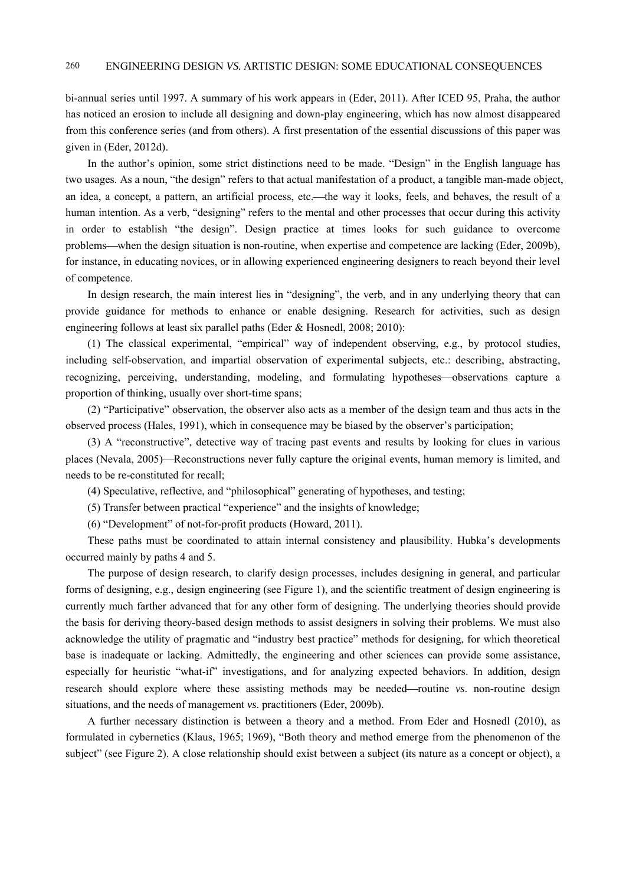bi-annual series until 1997. A summary of his work appears in (Eder, 2011). After ICED 95, Praha, the author has noticed an erosion to include all designing and down-play engineering, which has now almost disappeared from this conference series (and from others). A first presentation of the essential discussions of this paper was given in (Eder, 2012d).

In the author's opinion, some strict distinctions need to be made. "Design" in the English language has two usages. As a noun, "the design" refers to that actual manifestation of a product, a tangible man-made object, an idea, a concept, a pattern, an artificial process, etc.—the way it looks, feels, and behaves, the result of a human intention. As a verb, "designing" refers to the mental and other processes that occur during this activity in order to establish "the design". Design practice at times looks for such guidance to overcome problems—when the design situation is non-routine, when expertise and competence are lacking (Eder, 2009b), for instance, in educating novices, or in allowing experienced engineering designers to reach beyond their level of competence.

In design research, the main interest lies in "designing", the verb, and in any underlying theory that can provide guidance for methods to enhance or enable designing. Research for activities, such as design engineering follows at least six parallel paths (Eder & Hosnedl, 2008; 2010):

(1) The classical experimental, "empirical" way of independent observing, e.g., by protocol studies, including self-observation, and impartial observation of experimental subjects, etc.: describing, abstracting, recognizing, perceiving, understanding, modeling, and formulating hypotheses—observations capture a proportion of thinking, usually over short-time spans;

(2) "Participative" observation, the observer also acts as a member of the design team and thus acts in the observed process (Hales, 1991), which in consequence may be biased by the observer's participation;

(3) A "reconstructive", detective way of tracing past events and results by looking for clues in various places (Nevala, 2005)—Reconstructions never fully capture the original events, human memory is limited, and needs to be re-constituted for recall;

(4) Speculative, reflective, and "philosophical" generating of hypotheses, and testing;

(5) Transfer between practical "experience" and the insights of knowledge;

(6) "Development" of not-for-profit products (Howard, 2011).

These paths must be coordinated to attain internal consistency and plausibility. Hubka's developments occurred mainly by paths 4 and 5.

The purpose of design research, to clarify design processes, includes designing in general, and particular forms of designing, e.g., design engineering (see Figure 1), and the scientific treatment of design engineering is currently much farther advanced that for any other form of designing. The underlying theories should provide the basis for deriving theory-based design methods to assist designers in solving their problems. We must also acknowledge the utility of pragmatic and "industry best practice" methods for designing, for which theoretical base is inadequate or lacking. Admittedly, the engineering and other sciences can provide some assistance, especially for heuristic "what-if" investigations, and for analyzing expected behaviors. In addition, design research should explore where these assisting methods may be needed—routine *vs.* non-routine design situations, and the needs of management *vs.* practitioners (Eder, 2009b).

A further necessary distinction is between a theory and a method. From Eder and Hosnedl (2010), as formulated in cybernetics (Klaus, 1965; 1969), "Both theory and method emerge from the phenomenon of the subject" (see Figure 2). A close relationship should exist between a subject (its nature as a concept or object), a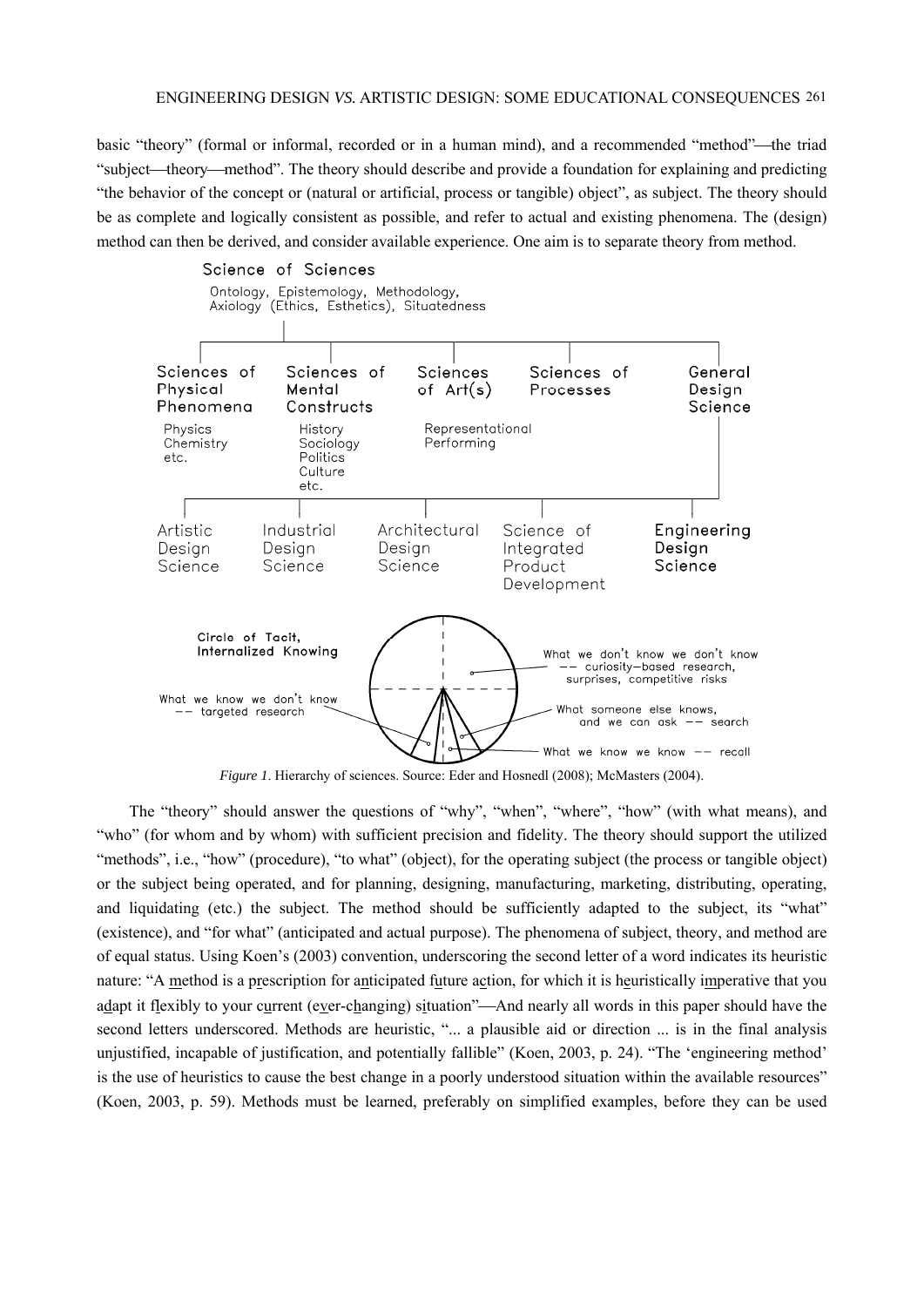basic "theory" (formal or informal, recorded or in a human mind), and a recommended "method"—the triad "subject—theory—method". The theory should describe and provide a foundation for explaining and predicting "the behavior of the concept or (natural or artificial, process or tangible) object", as subject. The theory should be as complete and logically consistent as possible, and refer to actual and existing phenomena. The (design) method can then be derived, and consider available experience. One aim is to separate theory from method.

*Figure 1*. Hierarchy of sciences. Source: Eder and Hosnedl (2008); McMasters (2004).

The "theory" should answer the questions of "why", "when", "where", "how" (with what means), and "who" (for whom and by whom) with sufficient precision and fidelity. The theory should support the utilized "methods", i.e., "how" (procedure), "to what" (object), for the operating subject (the process or tangible object) or the subject being operated, and for planning, designing, manufacturing, marketing, distributing, operating, and liquidating (etc.) the subject. The method should be sufficiently adapted to the subject, its "what" (existence), and "for what" (anticipated and actual purpose). The phenomena of subject, theory, and method are of equal status. Using Koen's (2003) convention, underscoring the second letter of a word indicates its heuristic nature: "A method is a prescription for anticipated future action, for which it is heuristically imperative that you adapt it flexibly to your current (ever-changing) situation"—And nearly all words in this paper should have the second letters underscored. Methods are heuristic, "... a plausible aid or direction ... is in the final analysis unjustified, incapable of justification, and potentially fallible" (Koen, 2003, p. 24). "The 'engineering method' is the use of heuristics to cause the best change in a poorly understood situation within the available resources" (Koen, 2003, p. 59). Methods must be learned, preferably on simplified examples, before they can be used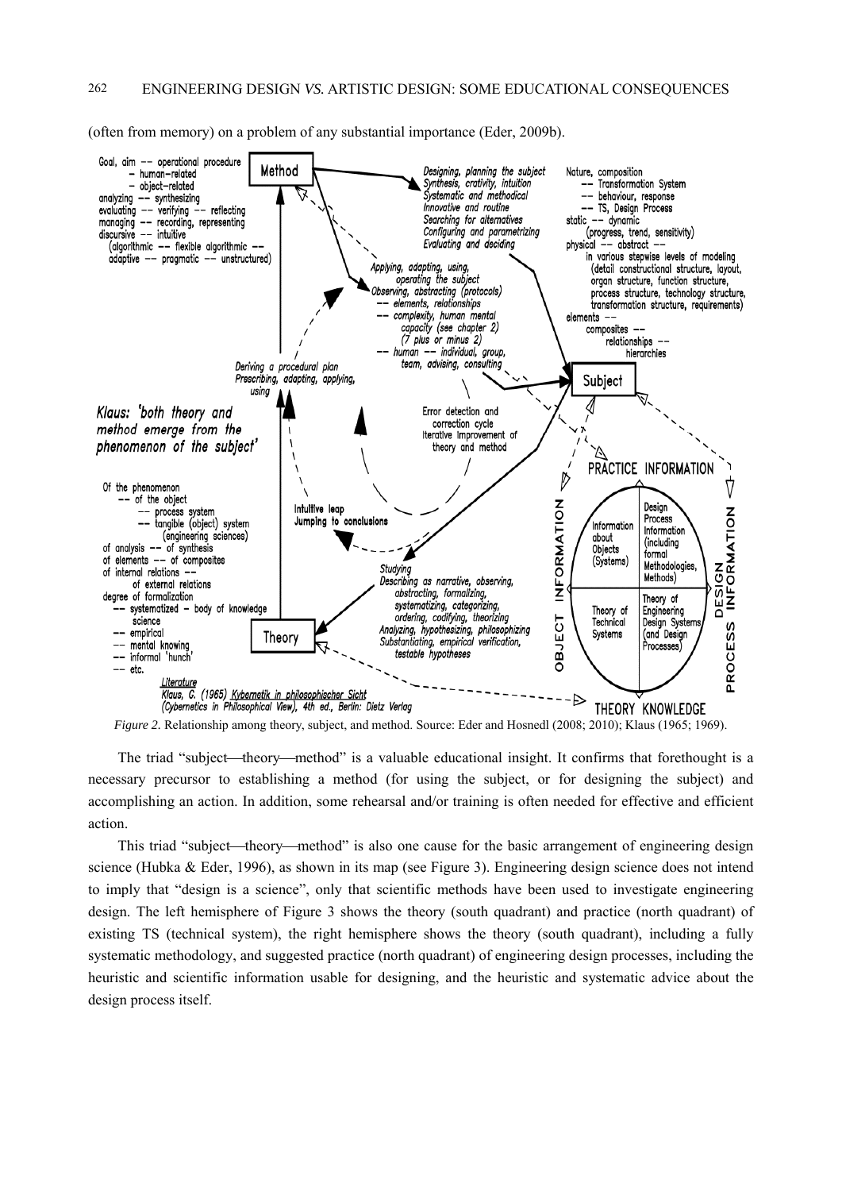(often from memory) on a problem of any substantial importance (Eder, 2009b).

*Figure 2.* Relationship among theory, subject, and method. Source: Eder and Hosnedl (2008; 2010); Klaus (1965; 1969).

The triad "subject—theory—method" is a valuable educational insight. It confirms that forethought is a necessary precursor to establishing a method (for using the subject, or for designing the subject) and accomplishing an action. In addition, some rehearsal and/or training is often needed for effective and efficient action.

This triad "subject—theory—method" is also one cause for the basic arrangement of engineering design science (Hubka & Eder, 1996), as shown in its map (see Figure 3). Engineering design science does not intend to imply that "design is a science", only that scientific methods have been used to investigate engineering design. The left hemisphere of Figure 3 shows the theory (south quadrant) and practice (north quadrant) of existing TS (technical system), the right hemisphere shows the theory (south quadrant), including a fully systematic methodology, and suggested practice (north quadrant) of engineering design processes, including the heuristic and scientific information usable for designing, and the heuristic and systematic advice about the design process itself.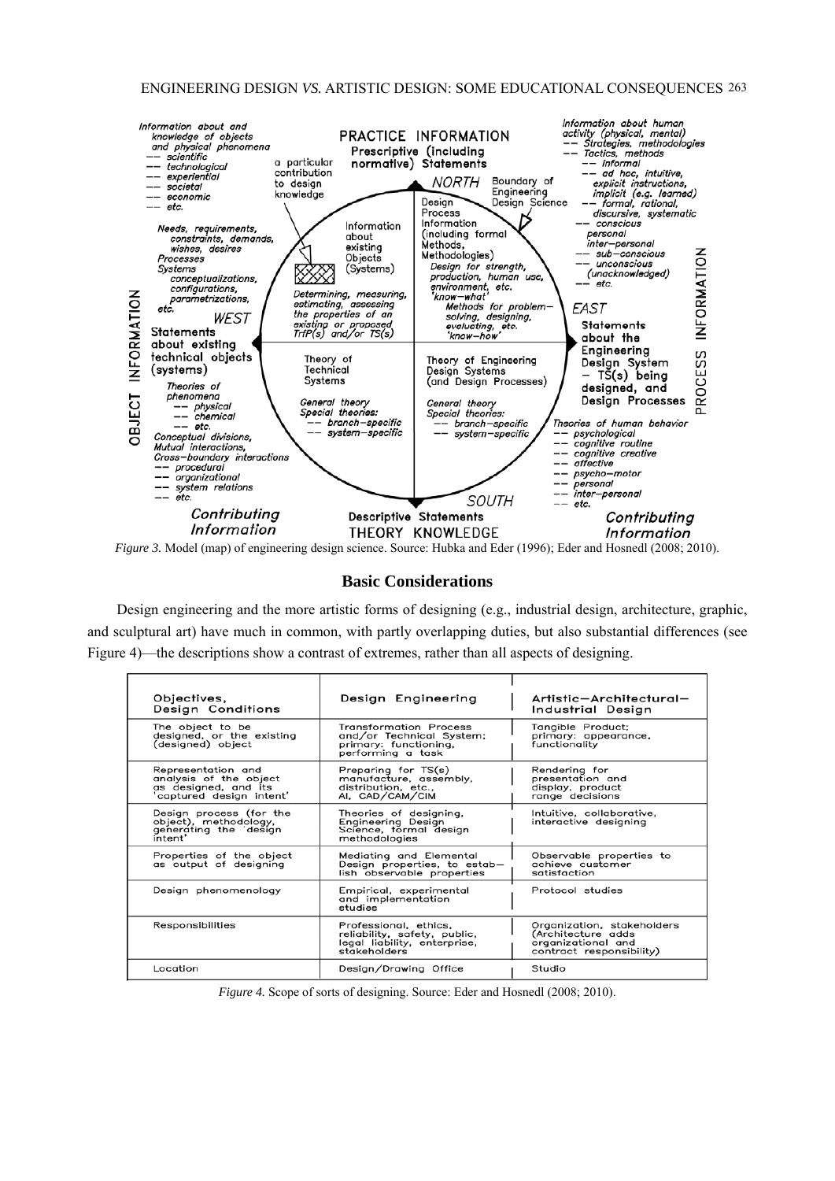*Figure 3.* Model (map) of engineering design science. Source: Hubka and Eder (1996); Eder and Hosnedl (2008; 2010).

## Basic Considerations

Design engineering and the more artistic forms of designing (e.g., industrial design, architecture, graphic, and sculptural art) have much in common, with partly overlapping duties, but also substantial differences (see Figure 4)—the descriptions show a contrast of extremes, rather than all aspects of designing.

| Objectives, Design Conditions | Design Engineering | Artistic—Architectural—Industrial Design |
|---|---|---|
| The object to be designed, or the existing (designed) object | Transformation Process and/or Technical System; primary: functioning, performing a task | Tangible Product; primary: appearance, functionality |
| Representation and analysis of the object as designed, and its 'captured design intent' | Preparing for TS(s) manufacture, assembly, distribution, etc., AI, CAD/CAM/CIM | Rendering for presentation and display, product range decisions |
| Design process (for the object), methodology, generating the 'design intent' | Theories of designing, Engineering Design Science, formal design methodologies | Intuitive, collaborative, interactive designing |
| Properties of the object as output of designing | Mediating and Elemental Design properties, to establish observable properties | Observable properties to achieve customer satisfaction |
| Design phenomenology | Empirical, experimental and implementation studies | Protocol studies |
| Responsibilities | Professional, ethics, reliability, safety, public, legal liability, enterprise, stakeholders | Organization, stakeholders (Architecture adds organizational and contract responsibility) |
| Location | Design/Drawing Office | Studio |

*Figure 4.* Scope of sorts of designing. Source: Eder and Hosnedl (2008; 2010).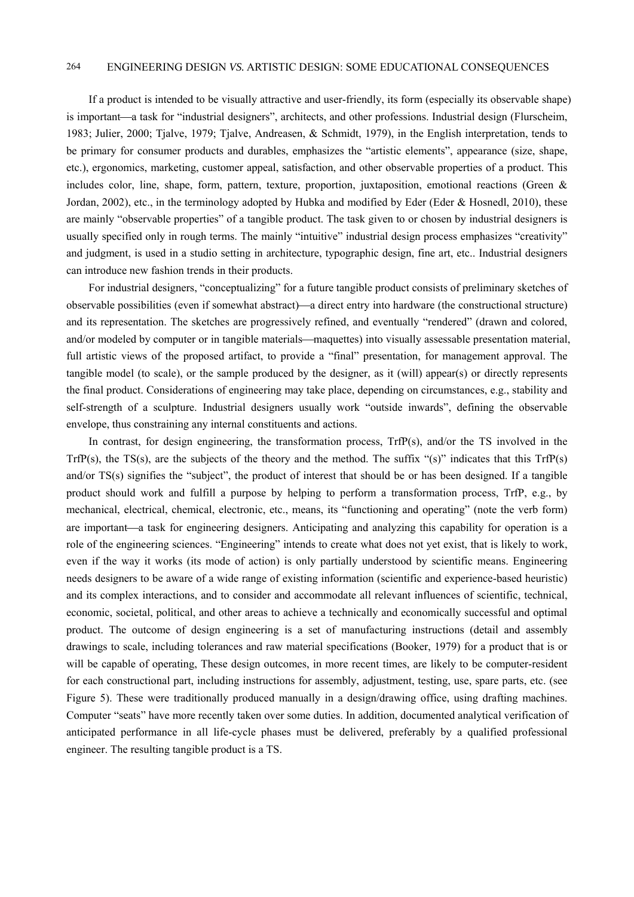If a product is intended to be visually attractive and user-friendly, its form (especially its observable shape) is important—a task for "industrial designers", architects, and other professions. Industrial design (Flurscheim, 1983; Julier, 2000; Tjalve, 1979; Tjalve, Andreasen, & Schmidt, 1979), in the English interpretation, tends to be primary for consumer products and durables, emphasizes the "artistic elements", appearance (size, shape, etc.), ergonomics, marketing, customer appeal, satisfaction, and other observable properties of a product. This includes color, line, shape, form, pattern, texture, proportion, juxtaposition, emotional reactions (Green & Jordan, 2002), etc., in the terminology adopted by Hubka and modified by Eder (Eder & Hosnedl, 2010), these are mainly "observable properties" of a tangible product. The task given to or chosen by industrial designers is usually specified only in rough terms. The mainly "intuitive" industrial design process emphasizes "creativity" and judgment, is used in a studio setting in architecture, typographic design, fine art, etc.. Industrial designers can introduce new fashion trends in their products.

For industrial designers, "conceptualizing" for a future tangible product consists of preliminary sketches of observable possibilities (even if somewhat abstract)—a direct entry into hardware (the constructional structure) and its representation. The sketches are progressively refined, and eventually "rendered" (drawn and colored, and/or modeled by computer or in tangible materials—maquettes) into visually assessable presentation material, full artistic views of the proposed artifact, to provide a "final" presentation, for management approval. The tangible model (to scale), or the sample produced by the designer, as it (will) appear(s) or directly represents the final product. Considerations of engineering may take place, depending on circumstances, e.g., stability and self-strength of a sculpture. Industrial designers usually work "outside inwards", defining the observable envelope, thus constraining any internal constituents and actions.

In contrast, for design engineering, the transformation process, TrfP(s), and/or the TS involved in the TrfP(s), the TS(s), are the subjects of the theory and the method. The suffix "(s)" indicates that this TrfP(s) and/or TS(s) signifies the "subject", the product of interest that should be or has been designed. If a tangible product should work and fulfill a purpose by helping to perform a transformation process, TrfP, e.g., by mechanical, electrical, chemical, electronic, etc., means, its "functioning and operating" (note the verb form) are important—a task for engineering designers. Anticipating and analyzing this capability for operation is a role of the engineering sciences. "Engineering" intends to create what does not yet exist, that is likely to work, even if the way it works (its mode of action) is only partially understood by scientific means. Engineering needs designers to be aware of a wide range of existing information (scientific and experience-based heuristic) and its complex interactions, and to consider and accommodate all relevant influences of scientific, technical, economic, societal, political, and other areas to achieve a technically and economically successful and optimal product. The outcome of design engineering is a set of manufacturing instructions (detail and assembly drawings to scale, including tolerances and raw material specifications (Booker, 1979) for a product that is or will be capable of operating, These design outcomes, in more recent times, are likely to be computer-resident for each constructional part, including instructions for assembly, adjustment, testing, use, spare parts, etc. (see Figure 5). These were traditionally produced manually in a design/drawing office, using drafting machines. Computer "seats" have more recently taken over some duties. In addition, documented analytical verification of anticipated performance in all life-cycle phases must be delivered, preferably by a qualified professional engineer. The resulting tangible product is a TS.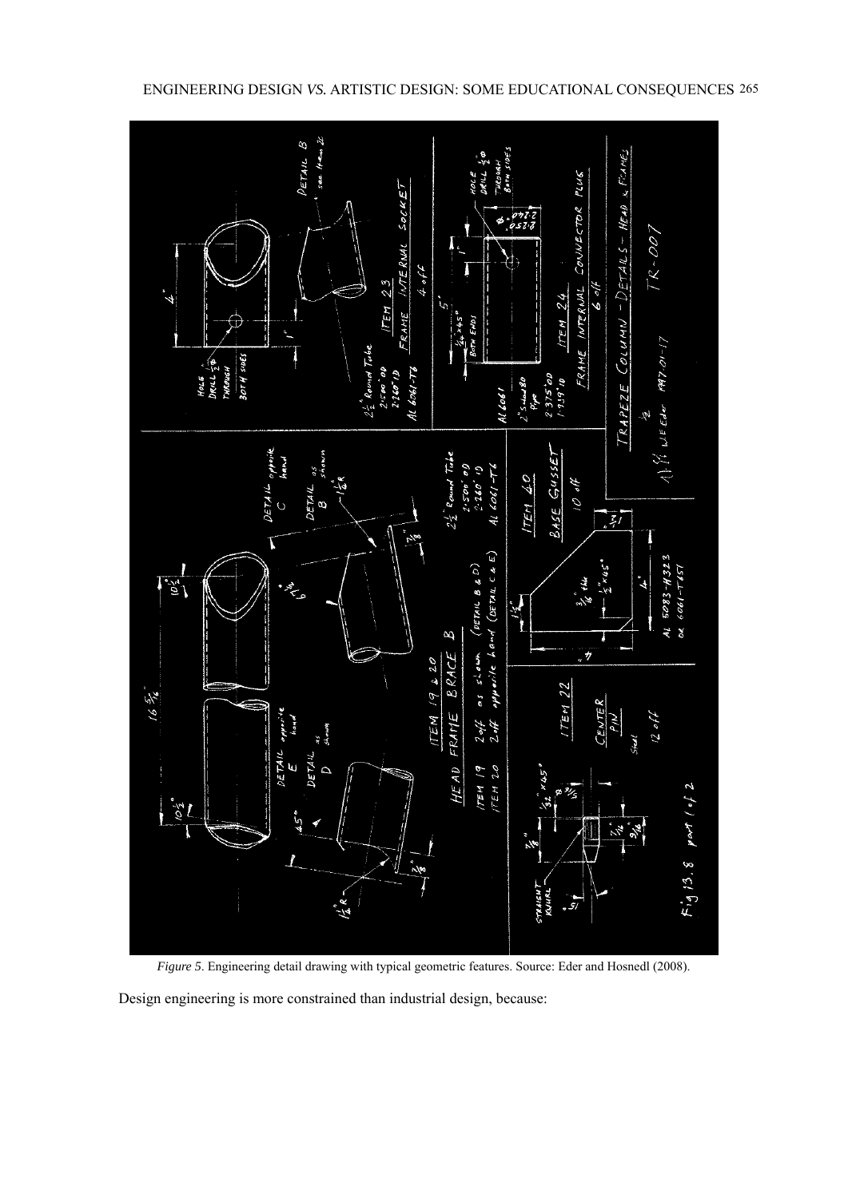*Figure 5*. Engineering detail drawing with typical geometric features. Source: Eder and Hosnedl (2008).

Design engineering is more constrained than industrial design, because: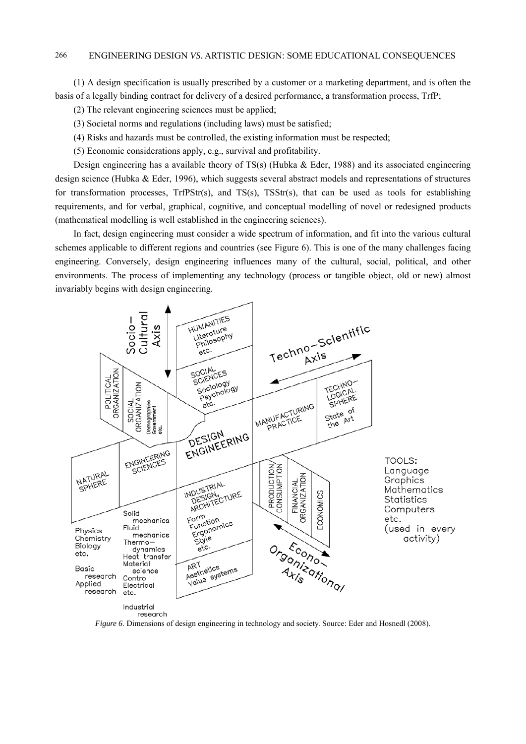(1) A design specification is usually prescribed by a customer or a marketing department, and is often the basis of a legally binding contract for delivery of a desired performance, a transformation process, TrfP;

(2) The relevant engineering sciences must be applied;

(3) Societal norms and regulations (including laws) must be satisfied;

(4) Risks and hazards must be controlled, the existing information must be respected;

(5) Economic considerations apply, e.g., survival and profitability.

Design engineering has a available theory of TS(s) (Hubka & Eder, 1988) and its associated engineering design science (Hubka & Eder, 1996), which suggests several abstract models and representations of structures for transformation processes, TrfPStr(s), and TS(s), TSStr(s), that can be used as tools for establishing requirements, and for verbal, graphical, cognitive, and conceptual modelling of novel or redesigned products (mathematical modelling is well established in the engineering sciences).

In fact, design engineering must consider a wide spectrum of information, and fit into the various cultural schemes applicable to different regions and countries (see Figure 6). This is one of the many challenges facing engineering. Conversely, design engineering influences many of the cultural, social, political, and other environments. The process of implementing any technology (process or tangible object, old or new) almost invariably begins with design engineering.

*Figure 6*. Dimensions of design engineering in technology and society. Source: Eder and Hosnedl (2008).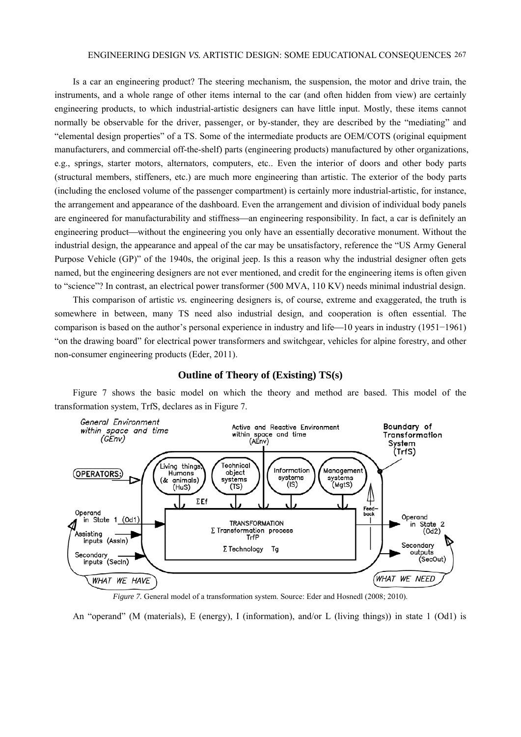Is a car an engineering product? The steering mechanism, the suspension, the motor and drive train, the instruments, and a whole range of other items internal to the car (and often hidden from view) are certainly engineering products, to which industrial-artistic designers can have little input. Mostly, these items cannot normally be observable for the driver, passenger, or by-stander, they are described by the "mediating" and "elemental design properties" of a TS. Some of the intermediate products are OEM/COTS (original equipment manufacturers, and commercial off-the-shelf) parts (engineering products) manufactured by other organizations, e.g., springs, starter motors, alternators, computers, etc.. Even the interior of doors and other body parts (structural members, stiffeners, etc.) are much more engineering than artistic. The exterior of the body parts (including the enclosed volume of the passenger compartment) is certainly more industrial-artistic, for instance, the arrangement and appearance of the dashboard. Even the arrangement and division of individual body panels are engineered for manufacturability and stiffness—an engineering responsibility. In fact, a car is definitely an engineering product—without the engineering you only have an essentially decorative monument. Without the industrial design, the appearance and appeal of the car may be unsatisfactory, reference the "US Army General Purpose Vehicle (GP)" of the 1940s, the original jeep. Is this a reason why the industrial designer often gets named, but the engineering designers are not ever mentioned, and credit for the engineering items is often given to "science"? In contrast, an electrical power transformer (500 MVA, 110 KV) needs minimal industrial design.

This comparison of artistic *vs.* engineering designers is, of course, extreme and exaggerated, the truth is somewhere in between, many TS need also industrial design, and cooperation is often essential. The comparison is based on the author's personal experience in industry and life—10 years in industry (1951−1961) "on the drawing board" for electrical power transformers and switchgear, vehicles for alpine forestry, and other non-consumer engineering products (Eder, 2011).

## Outline of Theory of (Existing) TS(s)

Figure 7 shows the basic model on which the theory and method are based. This model of the transformation system, TrfS, declares as in Figure 7.

*Figure 7.* General model of a transformation system. Source: Eder and Hosnedl (2008; 2010).

An "operand" (M (materials), E (energy), I (information), and/or L (living things)) in state 1 (Od1) is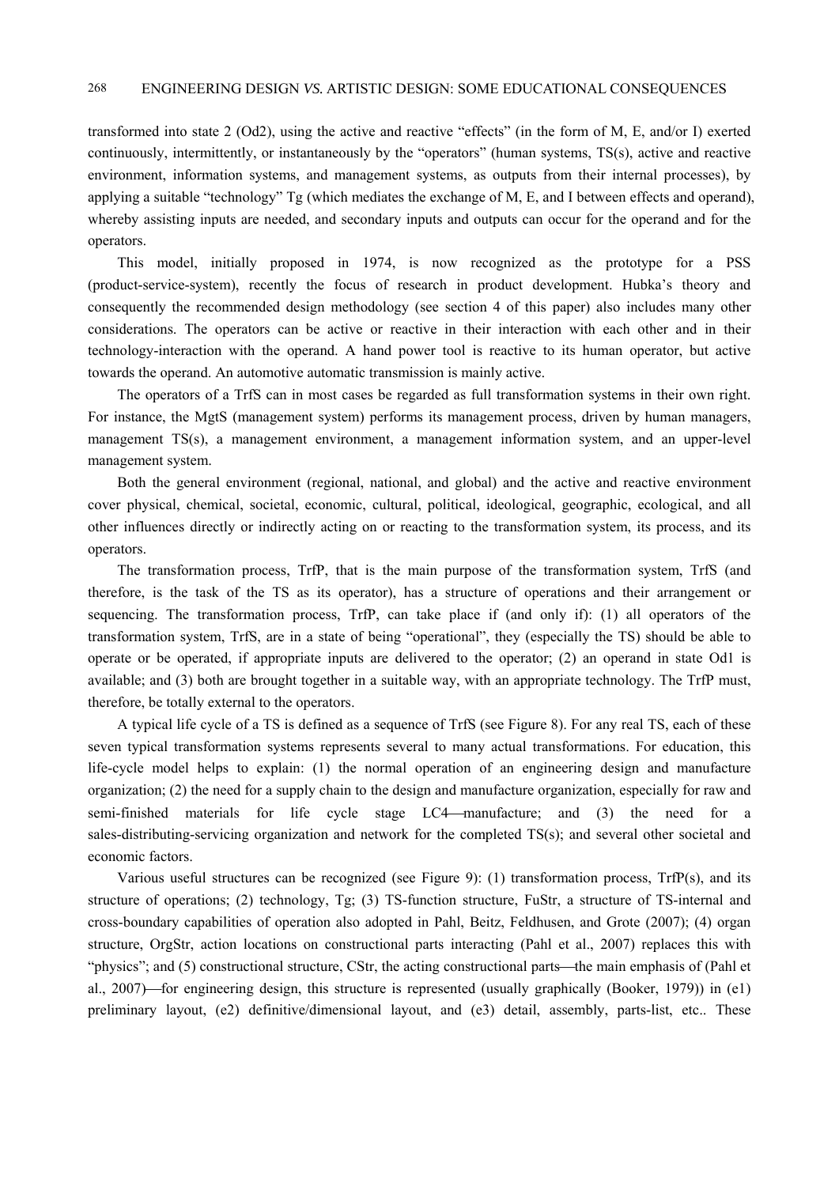transformed into state 2 (Od2), using the active and reactive "effects" (in the form of M, E, and/or I) exerted continuously, intermittently, or instantaneously by the "operators" (human systems, TS(s), active and reactive environment, information systems, and management systems, as outputs from their internal processes), by applying a suitable "technology" Tg (which mediates the exchange of M, E, and I between effects and operand), whereby assisting inputs are needed, and secondary inputs and outputs can occur for the operand and for the operators.

This model, initially proposed in 1974, is now recognized as the prototype for a PSS (product-service-system), recently the focus of research in product development. Hubka's theory and consequently the recommended design methodology (see section 4 of this paper) also includes many other considerations. The operators can be active or reactive in their interaction with each other and in their technology-interaction with the operand. A hand power tool is reactive to its human operator, but active towards the operand. An automotive automatic transmission is mainly active.

The operators of a TrfS can in most cases be regarded as full transformation systems in their own right. For instance, the MgtS (management system) performs its management process, driven by human managers, management TS(s), a management environment, a management information system, and an upper-level management system.

Both the general environment (regional, national, and global) and the active and reactive environment cover physical, chemical, societal, economic, cultural, political, ideological, geographic, ecological, and all other influences directly or indirectly acting on or reacting to the transformation system, its process, and its operators.

The transformation process, TrfP, that is the main purpose of the transformation system, TrfS (and therefore, is the task of the TS as its operator), has a structure of operations and their arrangement or sequencing. The transformation process, TrfP, can take place if (and only if): (1) all operators of the transformation system, TrfS, are in a state of being "operational", they (especially the TS) should be able to operate or be operated, if appropriate inputs are delivered to the operator; (2) an operand in state Od1 is available; and (3) both are brought together in a suitable way, with an appropriate technology. The TrfP must, therefore, be totally external to the operators.

A typical life cycle of a TS is defined as a sequence of TrfS (see Figure 8). For any real TS, each of these seven typical transformation systems represents several to many actual transformations. For education, this life-cycle model helps to explain: (1) the normal operation of an engineering design and manufacture organization; (2) the need for a supply chain to the design and manufacture organization, especially for raw and semi-finished materials for life cycle stage LC4—manufacture; and (3) the need for a sales-distributing-servicing organization and network for the completed TS(s); and several other societal and economic factors.

Various useful structures can be recognized (see Figure 9): (1) transformation process, TrfP(s), and its structure of operations; (2) technology, Tg; (3) TS-function structure, FuStr, a structure of TS-internal and cross-boundary capabilities of operation also adopted in Pahl, Beitz, Feldhusen, and Grote (2007); (4) organ structure, OrgStr, action locations on constructional parts interacting (Pahl et al., 2007) replaces this with "physics"; and (5) constructional structure, CStr, the acting constructional parts—the main emphasis of (Pahl et al., 2007)—for engineering design, this structure is represented (usually graphically (Booker, 1979)) in (e1) preliminary layout, (e2) definitive/dimensional layout, and (e3) detail, assembly, parts-list, etc.. These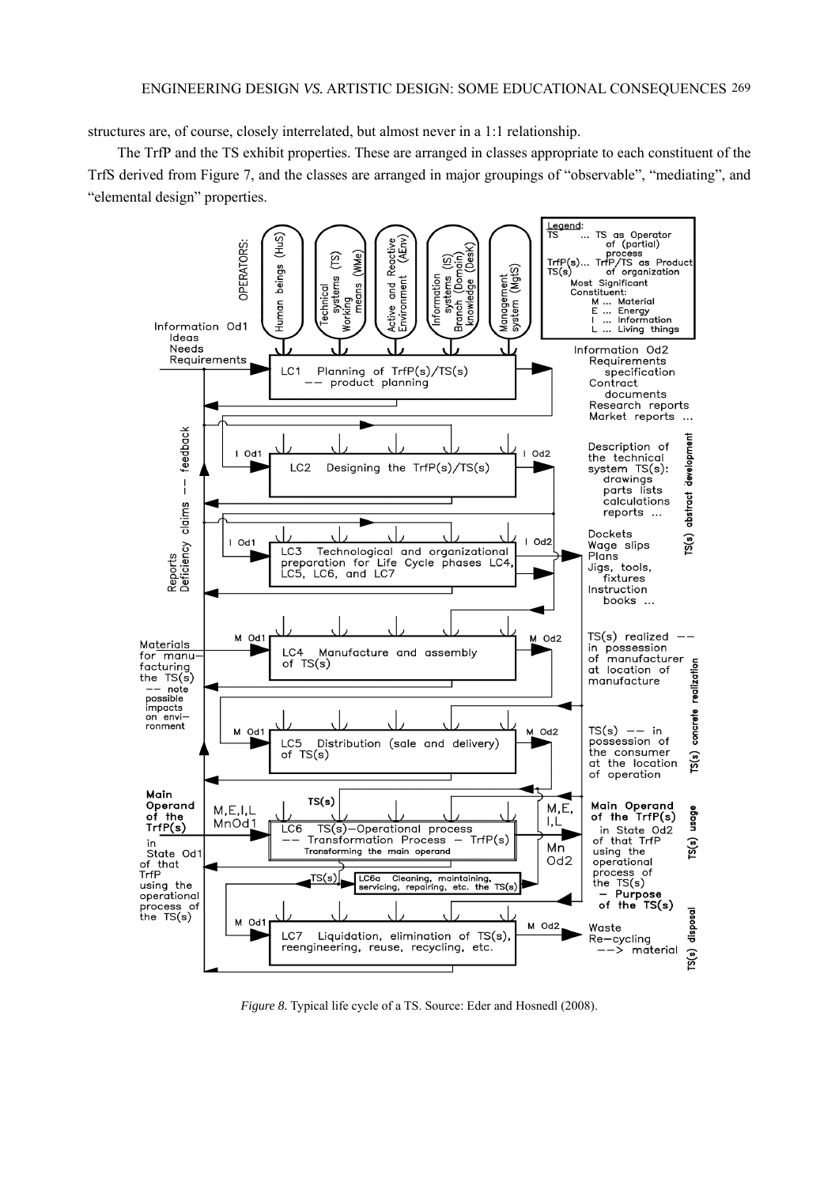structures are, of course, closely interrelated, but almost never in a 1:1 relationship.

The TrfP and the TS exhibit properties. These are arranged in classes appropriate to each constituent of the TrfS derived from Figure 7, and the classes are arranged in major groupings of "observable", "mediating", and "elemental design" properties.

*Figure 8.* Typical life cycle of a TS. Source: Eder and Hosnedl (2008).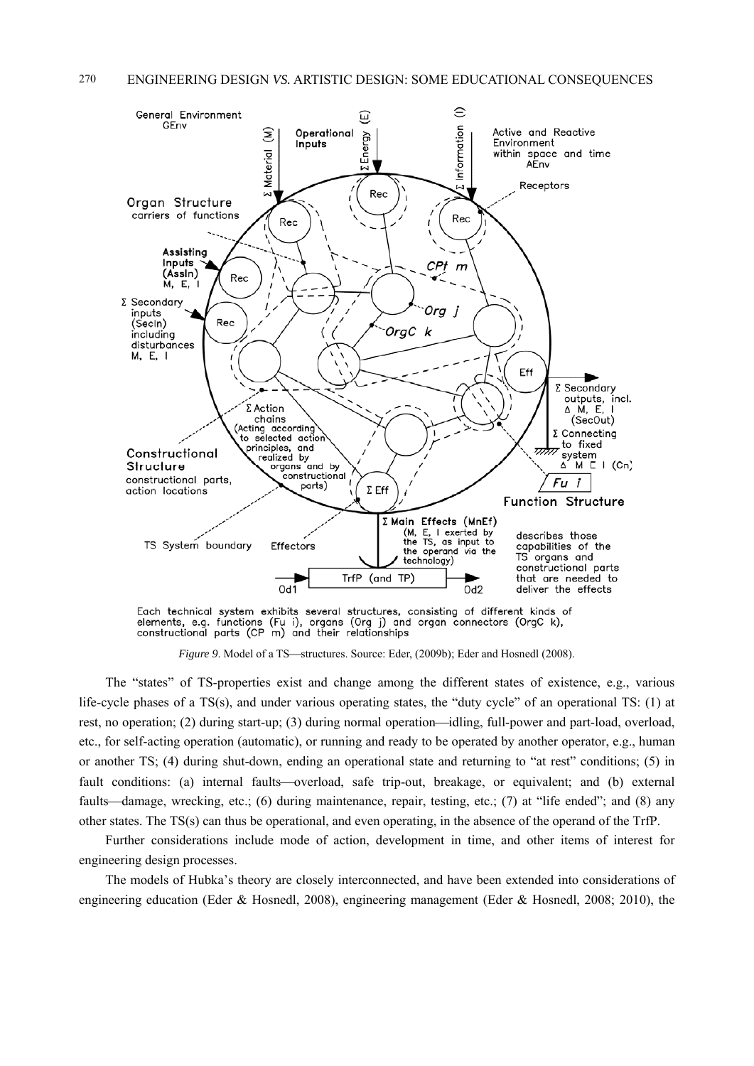Each technical system exhibits several structures, consisting of different kinds of elements, e.g. functions (Fu i), organs (Org j) and organ connectors (OrgC k), constructional parts (CP m) and their relationships

*Figure 9*. Model of a TS—structures. Source: Eder, (2009b); Eder and Hosnedl (2008).

The "states" of TS-properties exist and change among the different states of existence, e.g., various life-cycle phases of a TS(s), and under various operating states, the "duty cycle" of an operational TS: (1) at rest, no operation; (2) during start-up; (3) during normal operation—idling, full-power and part-load, overload, etc., for self-acting operation (automatic), or running and ready to be operated by another operator, e.g., human or another TS; (4) during shut-down, ending an operational state and returning to "at rest" conditions; (5) in fault conditions: (a) internal faults—overload, safe trip-out, breakage, or equivalent; and (b) external faults—damage, wrecking, etc.; (6) during maintenance, repair, testing, etc.; (7) at "life ended"; and (8) any other states. The TS(s) can thus be operational, and even operating, in the absence of the operand of the TrfP.

Further considerations include mode of action, development in time, and other items of interest for engineering design processes.

The models of Hubka's theory are closely interconnected, and have been extended into considerations of engineering education (Eder & Hosnedl, 2008), engineering management (Eder & Hosnedl, 2008; 2010), the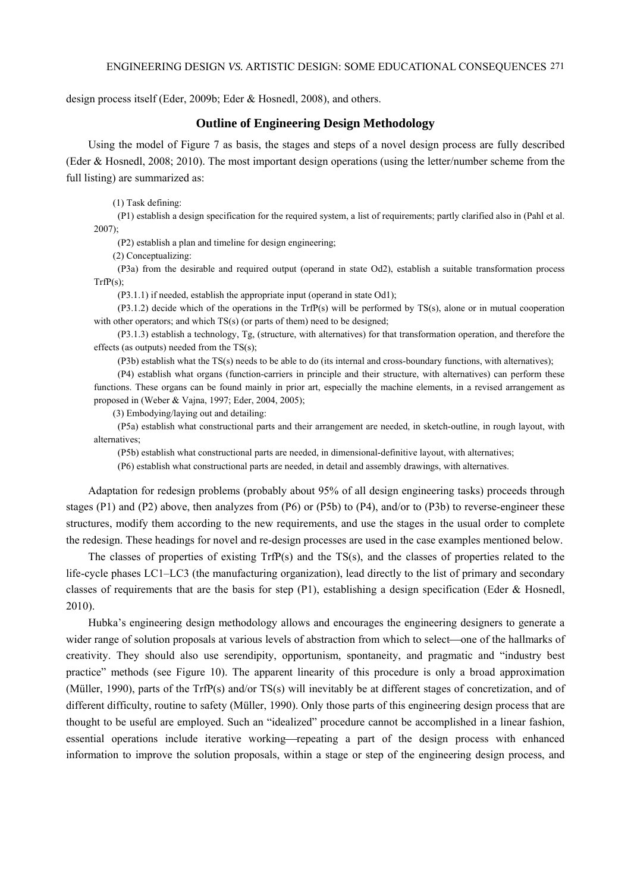design process itself (Eder, 2009b; Eder & Hosnedl, 2008), and others.

## Outline of Engineering Design Methodology

Using the model of Figure 7 as basis, the stages and steps of a novel design process are fully described (Eder & Hosnedl, 2008; 2010). The most important design operations (using the letter/number scheme from the full listing) are summarized as:

(1) Task defining:

(P1) establish a design specification for the required system, a list of requirements; partly clarified also in (Pahl et al. 2007);

(P2) establish a plan and timeline for design engineering;

(2) Conceptualizing:

(P3a) from the desirable and required output (operand in state Od2), establish a suitable transformation process TrfP(s);

(P3.1.1) if needed, establish the appropriate input (operand in state Od1);

(P3.1.2) decide which of the operations in the TrfP(s) will be performed by TS(s), alone or in mutual cooperation with other operators; and which TS(s) (or parts of them) need to be designed;

(P3.1.3) establish a technology, Tg, (structure, with alternatives) for that transformation operation, and therefore the effects (as outputs) needed from the TS(s);

(P3b) establish what the TS(s) needs to be able to do (its internal and cross-boundary functions, with alternatives);

(P4) establish what organs (function-carriers in principle and their structure, with alternatives) can perform these functions. These organs can be found mainly in prior art, especially the machine elements, in a revised arrangement as proposed in (Weber & Vajna, 1997; Eder, 2004, 2005);

(3) Embodying/laying out and detailing:

(P5a) establish what constructional parts and their arrangement are needed, in sketch-outline, in rough layout, with alternatives;

(P5b) establish what constructional parts are needed, in dimensional-definitive layout, with alternatives;

(P6) establish what constructional parts are needed, in detail and assembly drawings, with alternatives.

Adaptation for redesign problems (probably about 95% of all design engineering tasks) proceeds through stages (P1) and (P2) above, then analyzes from (P6) or (P5b) to (P4), and/or to (P3b) to reverse-engineer these structures, modify them according to the new requirements, and use the stages in the usual order to complete the redesign. These headings for novel and re-design processes are used in the case examples mentioned below.

The classes of properties of existing TrfP(s) and the TS(s), and the classes of properties related to the life-cycle phases LC1–LC3 (the manufacturing organization), lead directly to the list of primary and secondary classes of requirements that are the basis for step (P1), establishing a design specification (Eder & Hosnedl, 2010).

Hubka's engineering design methodology allows and encourages the engineering designers to generate a wider range of solution proposals at various levels of abstraction from which to select—one of the hallmarks of creativity. They should also use serendipity, opportunism, spontaneity, and pragmatic and "industry best practice" methods (see Figure 10). The apparent linearity of this procedure is only a broad approximation (Müller, 1990), parts of the TrfP(s) and/or TS(s) will inevitably be at different stages of concretization, and of different difficulty, routine to safety (Müller, 1990). Only those parts of this engineering design process that are thought to be useful are employed. Such an "idealized" procedure cannot be accomplished in a linear fashion, essential operations include iterative working—repeating a part of the design process with enhanced information to improve the solution proposals, within a stage or step of the engineering design process, and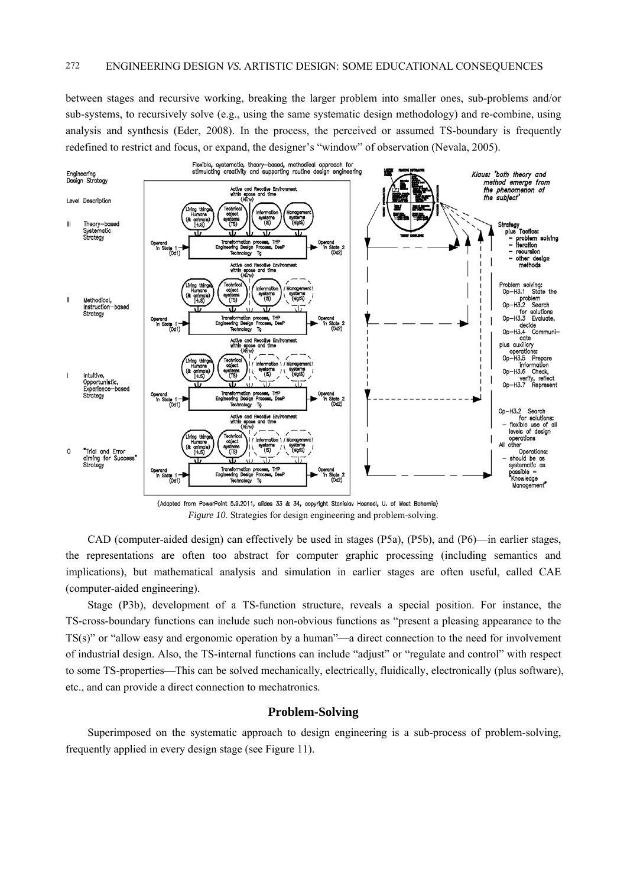between stages and recursive working, breaking the larger problem into smaller ones, sub-problems and/or sub-systems, to recursively solve (e.g., using the same systematic design methodology) and re-combine, using analysis and synthesis (Eder, 2008). In the process, the perceived or assumed TS-boundary is frequently redefined to restrict and focus, or expand, the designer's "window" of observation (Nevala, 2005).

(Adapted from PowerPoint 5.9.2011, slides 33 & 34, copyright Stanislav Hosnedl, U. of West Bohemia)

*Figure 10*. Strategies for design engineering and problem-solving.

CAD (computer-aided design) can effectively be used in stages (P5a), (P5b), and (P6)—in earlier stages, the representations are often too abstract for computer graphic processing (including semantics and implications), but mathematical analysis and simulation in earlier stages are often useful, called CAE (computer-aided engineering).

Stage (P3b), development of a TS-function structure, reveals a special position. For instance, the TS-cross-boundary functions can include such non-obvious functions as "present a pleasing appearance to the TS(s)" or "allow easy and ergonomic operation by a human"—a direct connection to the need for involvement of industrial design. Also, the TS-internal functions can include "adjust" or "regulate and control" with respect to some TS-properties—This can be solved mechanically, electrically, fluidically, electronically (plus software), etc., and can provide a direct connection to mechatronics.

## Problem-Solving

Superimposed on the systematic approach to design engineering is a sub-process of problem-solving, frequently applied in every design stage (see Figure 11).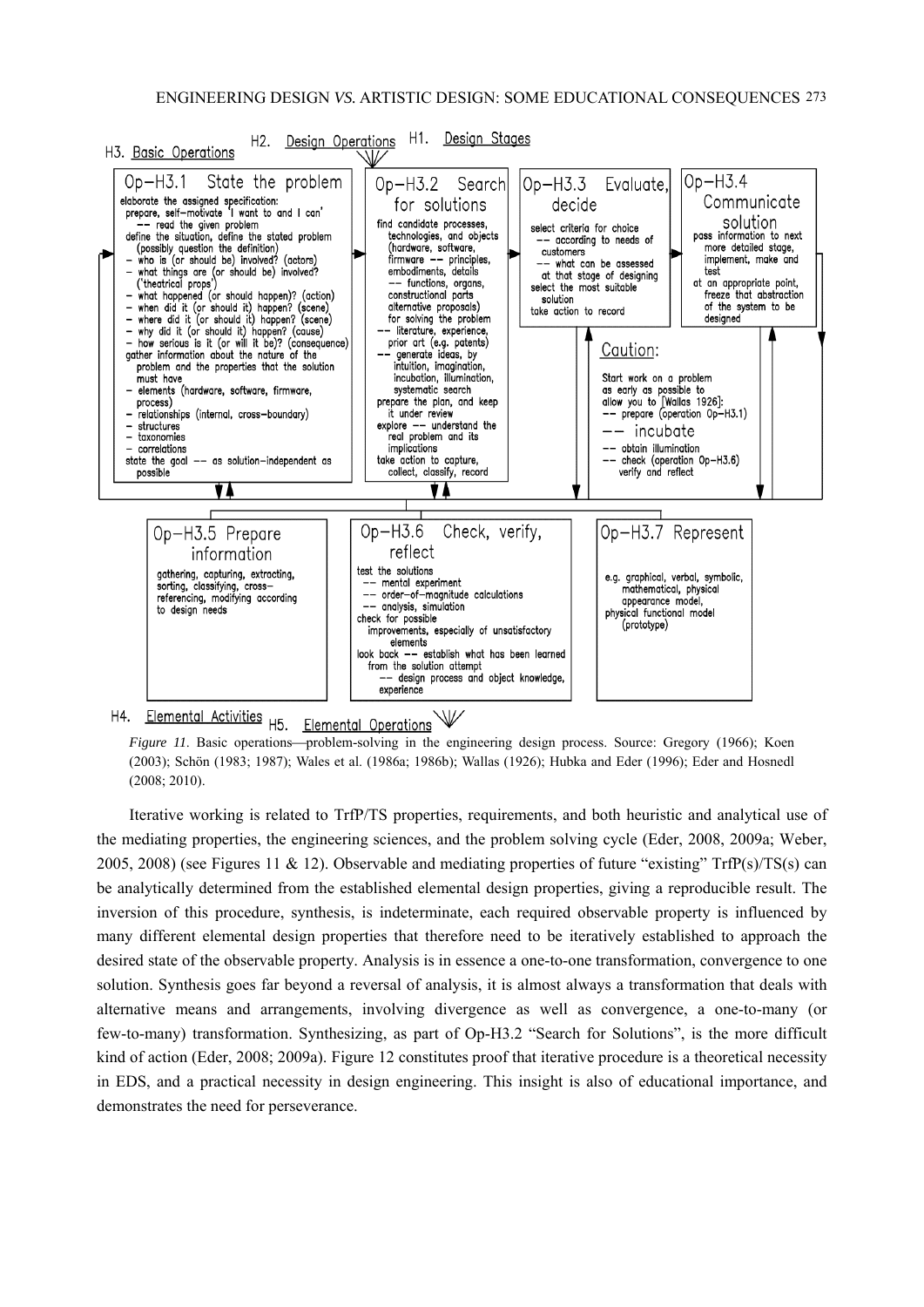H3. Basic Operations H2. Design Operations H1. Design Stages

**Op-H3.1 State the problem**

elaborate the assigned specification:
prepare, self-motivate 'I want to and I can'
-- read the given problem
define the situation, define the stated problem (possibly question the definition)
- who is (or should be) involved? (actors)
- what things are (or should be) involved? ('theatrical props')
- what happened (or should happen)? (action)
- when did it (or should it) happen? (scene)
- where did it (or should it) happen? (scene)
- why did it (or should it) happen? (cause)
- how serious is it (or will it be)? (consequence)
gather information about the nature of the problem and the properties that the solution must have
- elements (hardware, software, firmware, process)
- relationships (internal, cross-boundary)
- structures
- taxonomies
- correlations
state the goal -- as solution-independent as possible

**Op-H3.2 Search for solutions**

find candidate processes, technologies, and objects (hardware, software, firmware -- principles, embodiments, details -- functions, organs, constructional parts alternative proposals) for solving the problem
-- literature, experience, prior art (e.g. patents)
-- generate ideas, by intuition, imagination, incubation, illumination, systematic search
prepare the plan, and keep it under review
explore -- understand the real problem and its implications
take action to capture, collect, classify, record

**Op-H3.3 Evaluate, decide**

select criteria for choice
-- according to needs of customers
-- what can be assessed at that stage of designing
select the most suitable solution
take action to record

**Op-H3.4 Communicate solution**

pass information to next more detailed stage, implement, make and test
at an appropriate point, freeze that abstraction of the system to be designed

**Caution:**

Start work on a problem as early as possible to allow you to [Wallas 1926]:
-- prepare (operation Op-H3.1)
-- incubate
-- obtain illumination
-- check (operation Op-H3.6) verify and reflect

**Op-H3.5 Prepare information**

gathering, capturing, extracting, sorting, classifying, cross-referencing, modifying according to design needs

**Op-H3.6 Check, verify, reflect**

test the solutions
-- mental experiment
-- order-of-magnitude calculations
-- analysis, simulation
check for possible improvements, especially of unsatisfactory elements
look back -- establish what has been learned from the solution attempt
-- design process and object knowledge, experience

**Op-H3.7 Represent**

e.g. graphical, verbal, symbolic, mathematical, physical appearance model, physical functional model (prototype)

H4. Elemental Activities H5. Elemental Operations

*Figure 11.* Basic operations—problem-solving in the engineering design process. Source: Gregory (1966); Koen (2003); Schön (1983; 1987); Wales et al. (1986a; 1986b); Wallas (1926); Hubka and Eder (1996); Eder and Hosnedl (2008; 2010).

Iterative working is related to TrfP/TS properties, requirements, and both heuristic and analytical use of the mediating properties, the engineering sciences, and the problem solving cycle (Eder, 2008, 2009a; Weber, 2005, 2008) (see Figures 11 & 12). Observable and mediating properties of future "existing" TrfP(s)/TS(s) can be analytically determined from the established elemental design properties, giving a reproducible result. The inversion of this procedure, synthesis, is indeterminate, each required observable property is influenced by many different elemental design properties that therefore need to be iteratively established to approach the desired state of the observable property. Analysis is in essence a one-to-one transformation, convergence to one solution. Synthesis goes far beyond a reversal of analysis, it is almost always a transformation that deals with alternative means and arrangements, involving divergence as well as convergence, a one-to-many (or few-to-many) transformation. Synthesizing, as part of Op-H3.2 "Search for Solutions", is the more difficult kind of action (Eder, 2008; 2009a). Figure 12 constitutes proof that iterative procedure is a theoretical necessity in EDS, and a practical necessity in design engineering. This insight is also of educational importance, and demonstrates the need for perseverance.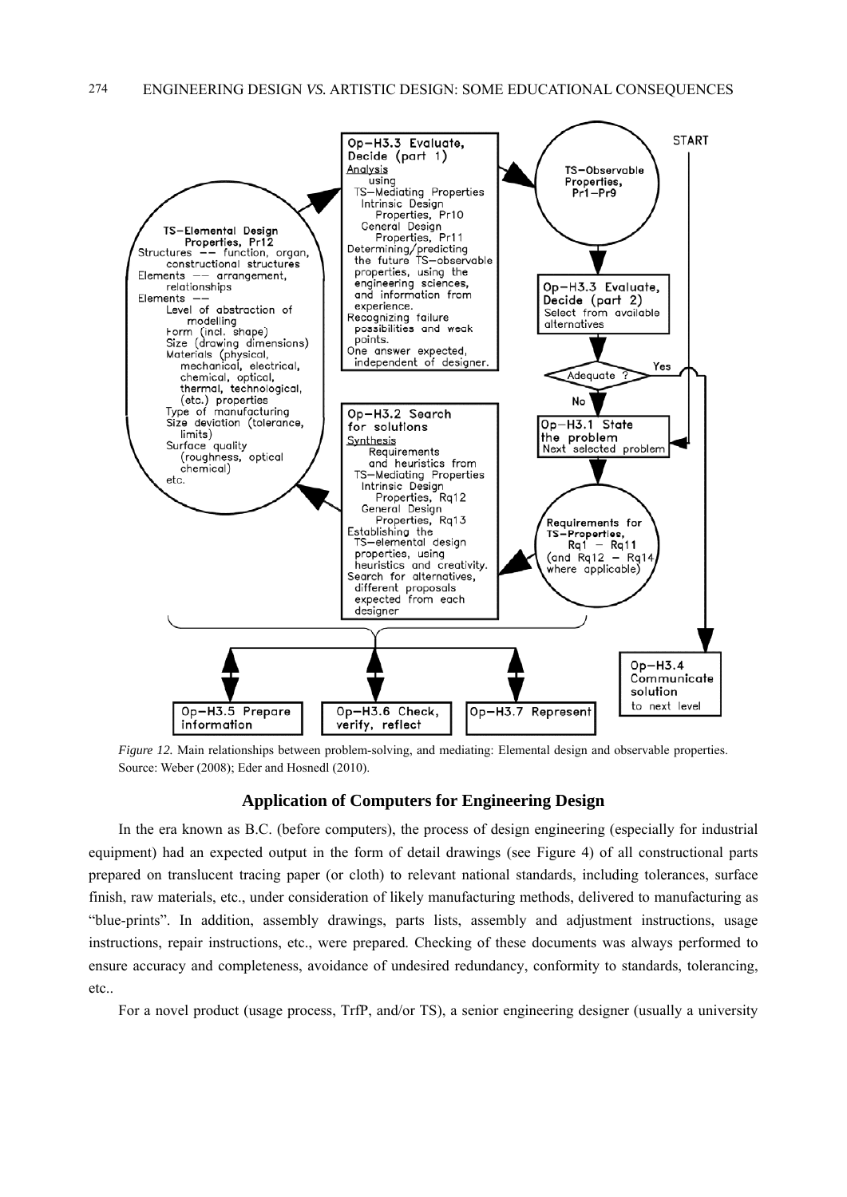*Figure 12.* Main relationships between problem-solving, and mediating: Elemental design and observable properties. Source: Weber (2008); Eder and Hosnedl (2010).

## Application of Computers for Engineering Design

In the era known as B.C. (before computers), the process of design engineering (especially for industrial equipment) had an expected output in the form of detail drawings (see Figure 4) of all constructional parts prepared on translucent tracing paper (or cloth) to relevant national standards, including tolerances, surface finish, raw materials, etc., under consideration of likely manufacturing methods, delivered to manufacturing as "blue-prints". In addition, assembly drawings, parts lists, assembly and adjustment instructions, usage instructions, repair instructions, etc., were prepared. Checking of these documents was always performed to ensure accuracy and completeness, avoidance of undesired redundancy, conformity to standards, tolerancing, etc..

For a novel product (usage process, TrfP, and/or TS), a senior engineering designer (usually a university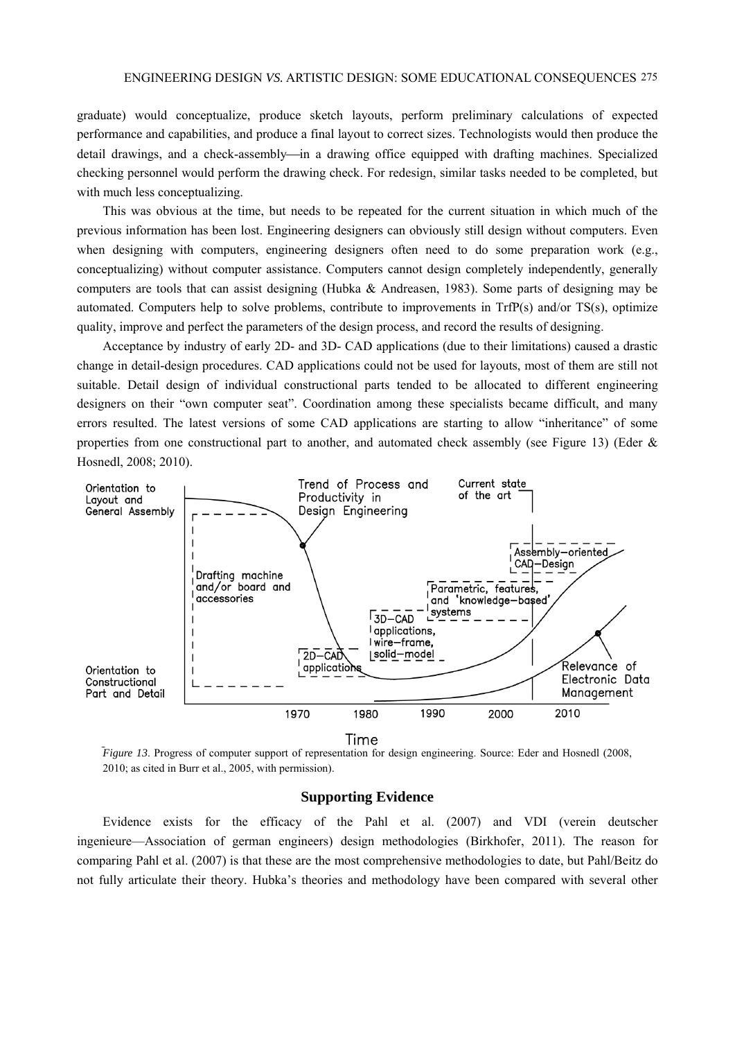graduate) would conceptualize, produce sketch layouts, perform preliminary calculations of expected performance and capabilities, and produce a final layout to correct sizes. Technologists would then produce the detail drawings, and a check-assembly—in a drawing office equipped with drafting machines. Specialized checking personnel would perform the drawing check. For redesign, similar tasks needed to be completed, but with much less conceptualizing.

This was obvious at the time, but needs to be repeated for the current situation in which much of the previous information has been lost. Engineering designers can obviously still design without computers. Even when designing with computers, engineering designers often need to do some preparation work (e.g., conceptualizing) without computer assistance. Computers cannot design completely independently, generally computers are tools that can assist designing (Hubka & Andreasen, 1983). Some parts of designing may be automated. Computers help to solve problems, contribute to improvements in TrfP(s) and/or TS(s), optimize quality, improve and perfect the parameters of the design process, and record the results of designing.

Acceptance by industry of early 2D- and 3D- CAD applications (due to their limitations) caused a drastic change in detail-design procedures. CAD applications could not be used for layouts, most of them are still not suitable. Detail design of individual constructional parts tended to be allocated to different engineering designers on their "own computer seat". Coordination among these specialists became difficult, and many errors resulted. The latest versions of some CAD applications are starting to allow "inheritance" of some properties from one constructional part to another, and automated check assembly (see Figure 13) (Eder & Hosnedl, 2008; 2010).

*Figure 13*. Progress of computer support of representation for design engineering. Source: Eder and Hosnedl (2008, 2010; as cited in Burr et al., 2005, with permission).

## Supporting Evidence

Evidence exists for the efficacy of the Pahl et al. (2007) and VDI (verein deutscher ingenieure—Association of german engineers) design methodologies (Birkhofer, 2011). The reason for comparing Pahl et al. (2007) is that these are the most comprehensive methodologies to date, but Pahl/Beitz do not fully articulate their theory. Hubka's theories and methodology have been compared with several other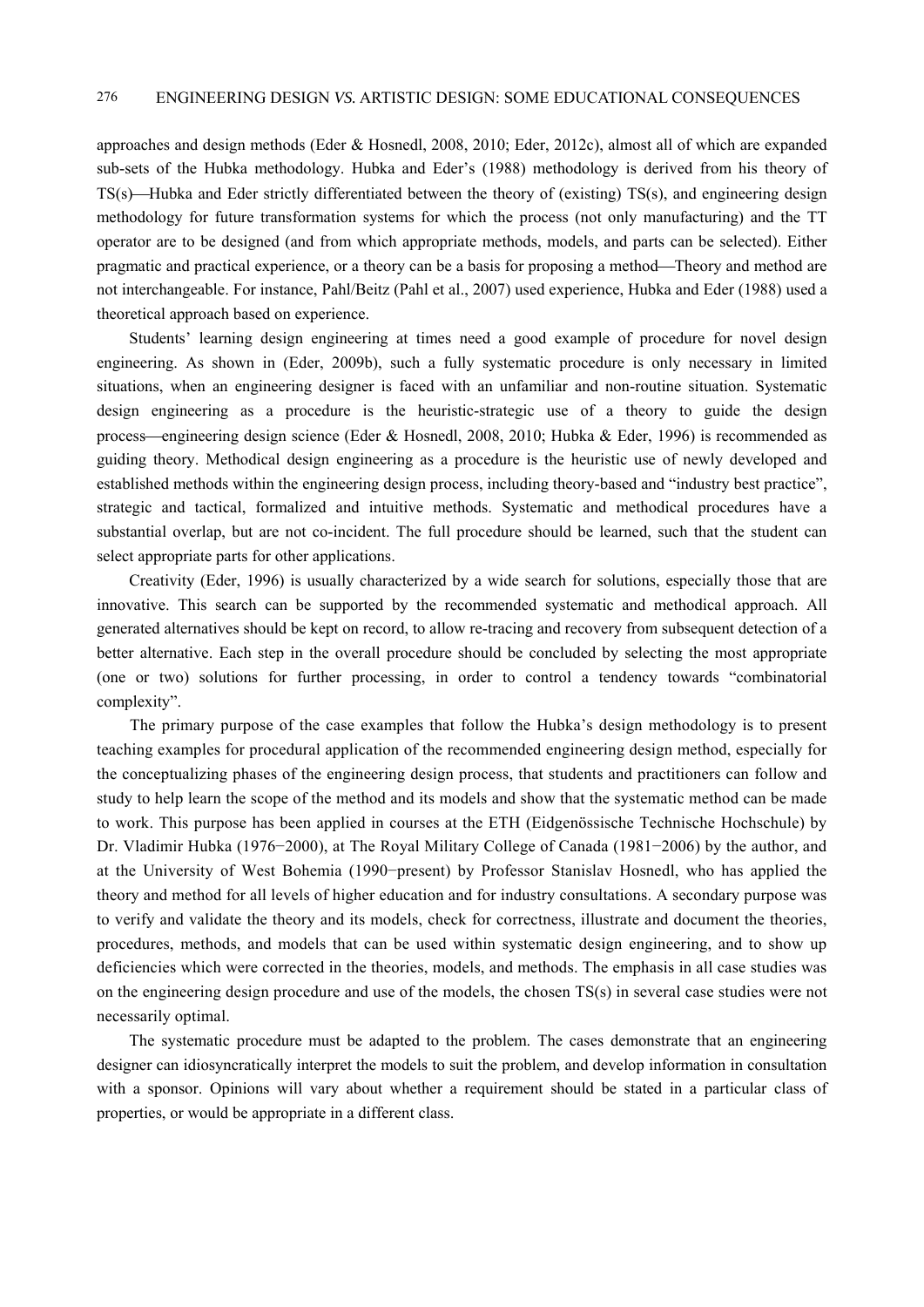approaches and design methods (Eder & Hosnedl, 2008, 2010; Eder, 2012c), almost all of which are expanded sub-sets of the Hubka methodology. Hubka and Eder's (1988) methodology is derived from his theory of TS(s)—Hubka and Eder strictly differentiated between the theory of (existing) TS(s), and engineering design methodology for future transformation systems for which the process (not only manufacturing) and the TT operator are to be designed (and from which appropriate methods, models, and parts can be selected). Either pragmatic and practical experience, or a theory can be a basis for proposing a method—Theory and method are not interchangeable. For instance, Pahl/Beitz (Pahl et al., 2007) used experience, Hubka and Eder (1988) used a theoretical approach based on experience.

Students' learning design engineering at times need a good example of procedure for novel design engineering. As shown in (Eder, 2009b), such a fully systematic procedure is only necessary in limited situations, when an engineering designer is faced with an unfamiliar and non-routine situation. Systematic design engineering as a procedure is the heuristic-strategic use of a theory to guide the design process—engineering design science (Eder & Hosnedl, 2008, 2010; Hubka & Eder, 1996) is recommended as guiding theory. Methodical design engineering as a procedure is the heuristic use of newly developed and established methods within the engineering design process, including theory-based and "industry best practice", strategic and tactical, formalized and intuitive methods. Systematic and methodical procedures have a substantial overlap, but are not co-incident. The full procedure should be learned, such that the student can select appropriate parts for other applications.

Creativity (Eder, 1996) is usually characterized by a wide search for solutions, especially those that are innovative. This search can be supported by the recommended systematic and methodical approach. All generated alternatives should be kept on record, to allow re-tracing and recovery from subsequent detection of a better alternative. Each step in the overall procedure should be concluded by selecting the most appropriate (one or two) solutions for further processing, in order to control a tendency towards "combinatorial complexity".

The primary purpose of the case examples that follow the Hubka's design methodology is to present teaching examples for procedural application of the recommended engineering design method, especially for the conceptualizing phases of the engineering design process, that students and practitioners can follow and study to help learn the scope of the method and its models and show that the systematic method can be made to work. This purpose has been applied in courses at the ETH (Eidgenössische Technische Hochschule) by Dr. Vladimir Hubka (1976−2000), at The Royal Military College of Canada (1981−2006) by the author, and at the University of West Bohemia (1990−present) by Professor Stanislav Hosnedl, who has applied the theory and method for all levels of higher education and for industry consultations. A secondary purpose was to verify and validate the theory and its models, check for correctness, illustrate and document the theories, procedures, methods, and models that can be used within systematic design engineering, and to show up deficiencies which were corrected in the theories, models, and methods. The emphasis in all case studies was on the engineering design procedure and use of the models, the chosen TS(s) in several case studies were not necessarily optimal.

The systematic procedure must be adapted to the problem. The cases demonstrate that an engineering designer can idiosyncratically interpret the models to suit the problem, and develop information in consultation with a sponsor. Opinions will vary about whether a requirement should be stated in a particular class of properties, or would be appropriate in a different class.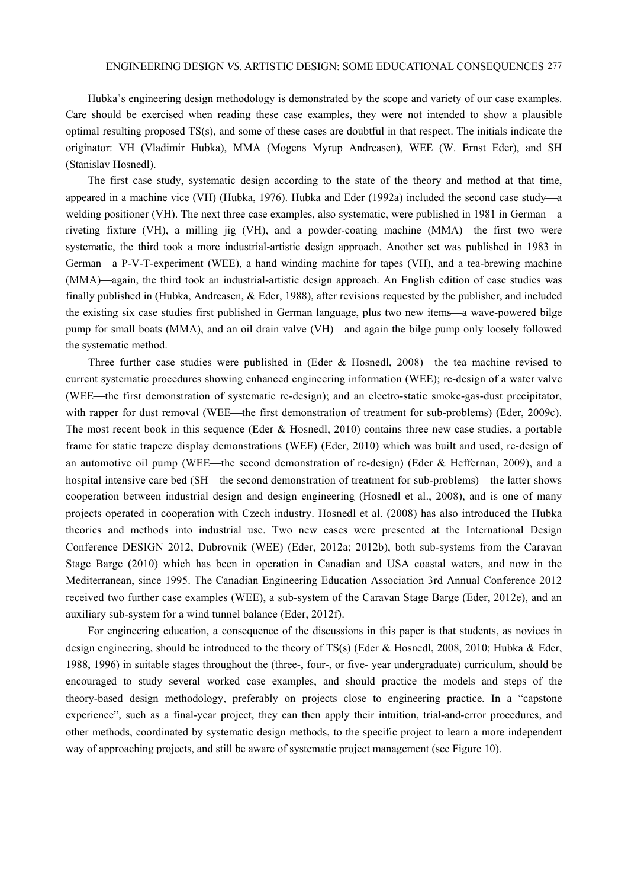Hubka's engineering design methodology is demonstrated by the scope and variety of our case examples. Care should be exercised when reading these case examples, they were not intended to show a plausible optimal resulting proposed TS(s), and some of these cases are doubtful in that respect. The initials indicate the originator: VH (Vladimir Hubka), MMA (Mogens Myrup Andreasen), WEE (W. Ernst Eder), and SH (Stanislav Hosnedl).

The first case study, systematic design according to the state of the theory and method at that time, appeared in a machine vice (VH) (Hubka, 1976). Hubka and Eder (1992a) included the second case study—a welding positioner (VH). The next three case examples, also systematic, were published in 1981 in German—a riveting fixture (VH), a milling jig (VH), and a powder-coating machine (MMA)—the first two were systematic, the third took a more industrial-artistic design approach. Another set was published in 1983 in German—a P-V-T-experiment (WEE), a hand winding machine for tapes (VH), and a tea-brewing machine (MMA)—again, the third took an industrial-artistic design approach. An English edition of case studies was finally published in (Hubka, Andreasen, & Eder, 1988), after revisions requested by the publisher, and included the existing six case studies first published in German language, plus two new items—a wave-powered bilge pump for small boats (MMA), and an oil drain valve (VH)—and again the bilge pump only loosely followed the systematic method.

Three further case studies were published in (Eder & Hosnedl, 2008)—the tea machine revised to current systematic procedures showing enhanced engineering information (WEE); re-design of a water valve (WEE—the first demonstration of systematic re-design); and an electro-static smoke-gas-dust precipitator, with rapper for dust removal (WEE—the first demonstration of treatment for sub-problems) (Eder, 2009c). The most recent book in this sequence (Eder & Hosnedl, 2010) contains three new case studies, a portable frame for static trapeze display demonstrations (WEE) (Eder, 2010) which was built and used, re-design of an automotive oil pump (WEE—the second demonstration of re-design) (Eder & Heffernan, 2009), and a hospital intensive care bed (SH—the second demonstration of treatment for sub-problems)—the latter shows cooperation between industrial design and design engineering (Hosnedl et al., 2008), and is one of many projects operated in cooperation with Czech industry. Hosnedl et al. (2008) has also introduced the Hubka theories and methods into industrial use. Two new cases were presented at the International Design Conference DESIGN 2012, Dubrovnik (WEE) (Eder, 2012a; 2012b), both sub-systems from the Caravan Stage Barge (2010) which has been in operation in Canadian and USA coastal waters, and now in the Mediterranean, since 1995. The Canadian Engineering Education Association 3rd Annual Conference 2012 received two further case examples (WEE), a sub-system of the Caravan Stage Barge (Eder, 2012e), and an auxiliary sub-system for a wind tunnel balance (Eder, 2012f).

For engineering education, a consequence of the discussions in this paper is that students, as novices in design engineering, should be introduced to the theory of TS(s) (Eder & Hosnedl, 2008, 2010; Hubka & Eder, 1988, 1996) in suitable stages throughout the (three-, four-, or five- year undergraduate) curriculum, should be encouraged to study several worked case examples, and should practice the models and steps of the theory-based design methodology, preferably on projects close to engineering practice. In a "capstone experience", such as a final-year project, they can then apply their intuition, trial-and-error procedures, and other methods, coordinated by systematic design methods, to the specific project to learn a more independent way of approaching projects, and still be aware of systematic project management (see Figure 10).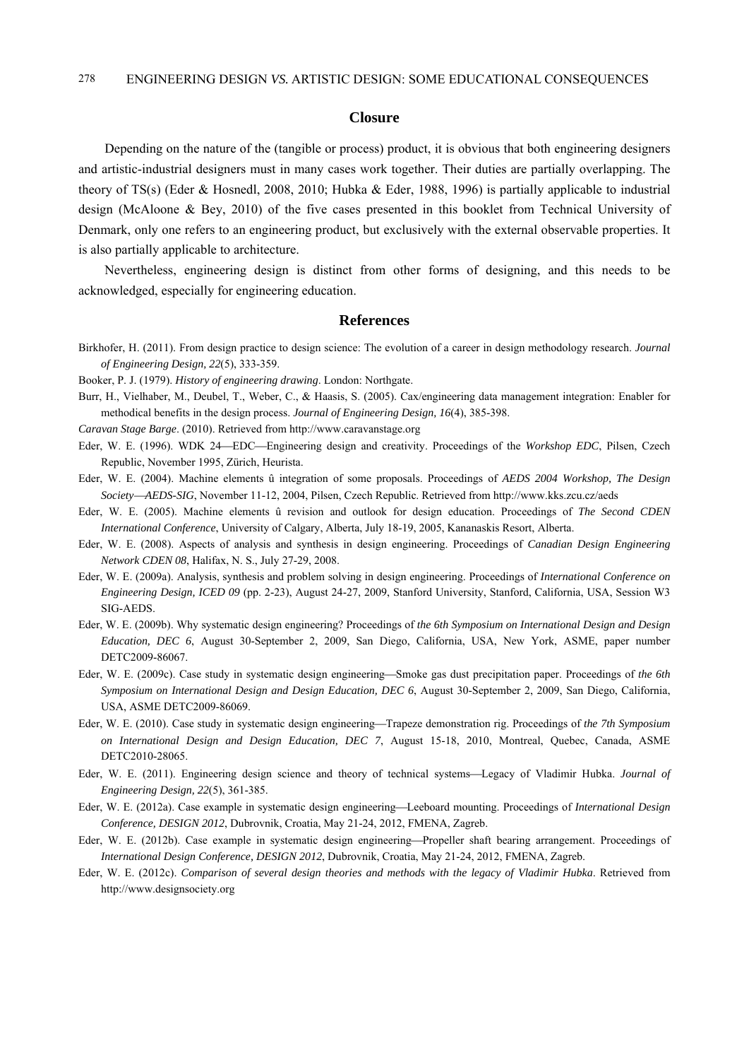## Closure

Depending on the nature of the (tangible or process) product, it is obvious that both engineering designers and artistic-industrial designers must in many cases work together. Their duties are partially overlapping. The theory of TS(s) (Eder & Hosnedl, 2008, 2010; Hubka & Eder, 1988, 1996) is partially applicable to industrial design (McAloone & Bey, 2010) of the five cases presented in this booklet from Technical University of Denmark, only one refers to an engineering product, but exclusively with the external observable properties. It is also partially applicable to architecture.

Nevertheless, engineering design is distinct from other forms of designing, and this needs to be acknowledged, especially for engineering education.

## References

Birkhofer, H. (2011). From design practice to design science: The evolution of a career in design methodology research. *Journal of Engineering Design, 22*(5), 333-359.

Booker, P. J. (1979). *History of engineering drawing*. London: Northgate.

Burr, H., Vielhaber, M., Deubel, T., Weber, C., & Haasis, S. (2005). Cax/engineering data management integration: Enabler for methodical benefits in the design process. *Journal of Engineering Design, 16*(4), 385-398.

*Caravan Stage Barge*. (2010). Retrieved from http://www.caravanstage.org

Eder, W. E. (1996). WDK 24—EDC—Engineering design and creativity. Proceedings of the *Workshop EDC*, Pilsen, Czech Republic, November 1995, Zürich, Heurista.

Eder, W. E. (2004). Machine elements û integration of some proposals. Proceedings of *AEDS 2004 Workshop, The Design Society—AEDS-SIG*, November 11-12, 2004, Pilsen, Czech Republic. Retrieved from http://www.kks.zcu.cz/aeds

Eder, W. E. (2005). Machine elements û revision and outlook for design education. Proceedings of *The Second CDEN International Conference*, University of Calgary, Alberta, July 18-19, 2005, Kananaskis Resort, Alberta.

Eder, W. E. (2008). Aspects of analysis and synthesis in design engineering. Proceedings of *Canadian Design Engineering Network CDEN 08*, Halifax, N. S., July 27-29, 2008.

Eder, W. E. (2009a). Analysis, synthesis and problem solving in design engineering. Proceedings of *International Conference on Engineering Design, ICED 09* (pp. 2-23), August 24-27, 2009, Stanford University, Stanford, California, USA, Session W3 SIG-AEDS.

Eder, W. E. (2009b). Why systematic design engineering? Proceedings of *the 6th Symposium on International Design and Design Education, DEC 6*, August 30-September 2, 2009, San Diego, California, USA, New York, ASME, paper number DETC2009-86067.

Eder, W. E. (2009c). Case study in systematic design engineering—Smoke gas dust precipitation paper. Proceedings of *the 6th Symposium on International Design and Design Education, DEC 6*, August 30-September 2, 2009, San Diego, California, USA, ASME DETC2009-86069.

Eder, W. E. (2010). Case study in systematic design engineering—Trapeze demonstration rig. Proceedings of *the 7th Symposium on International Design and Design Education, DEC 7*, August 15-18, 2010, Montreal, Quebec, Canada, ASME DETC2010-28065.

Eder, W. E. (2011). Engineering design science and theory of technical systems—Legacy of Vladimir Hubka. *Journal of Engineering Design, 22*(5), 361-385.

Eder, W. E. (2012a). Case example in systematic design engineering—Leeboard mounting. Proceedings of *International Design Conference, DESIGN 2012*, Dubrovnik, Croatia, May 21-24, 2012, FMENA, Zagreb.

Eder, W. E. (2012b). Case example in systematic design engineering—Propeller shaft bearing arrangement. Proceedings of *International Design Conference, DESIGN 2012*, Dubrovnik, Croatia, May 21-24, 2012, FMENA, Zagreb.

Eder, W. E. (2012c). *Comparison of several design theories and methods with the legacy of Vladimir Hubka*. Retrieved from http://www.designsociety.org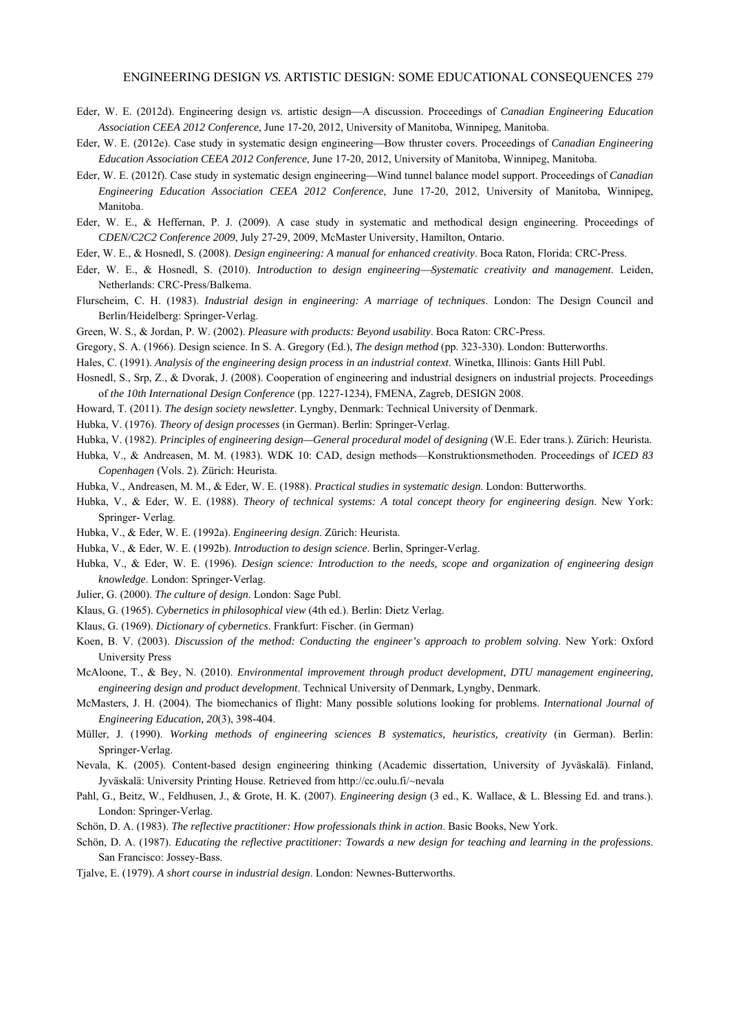Eder, W. E. (2012d). Engineering design *vs.* artistic design—A discussion. Proceedings of *Canadian Engineering Education Association CEEA 2012 Conference*, June 17-20, 2012, University of Manitoba, Winnipeg, Manitoba.

Eder, W. E. (2012e). Case study in systematic design engineering—Bow thruster covers. Proceedings of *Canadian Engineering Education Association CEEA 2012 Conference*, June 17-20, 2012, University of Manitoba, Winnipeg, Manitoba.

Eder, W. E. (2012f). Case study in systematic design engineering—Wind tunnel balance model support. Proceedings of *Canadian Engineering Education Association CEEA 2012 Conference*, June 17-20, 2012, University of Manitoba, Winnipeg, Manitoba.

Eder, W. E., & Heffernan, P. J. (2009). A case study in systematic and methodical design engineering. Proceedings of *CDEN/C2C2 Conference 2009*, July 27-29, 2009, McMaster University, Hamilton, Ontario.

Eder, W. E., & Hosnedl, S. (2008). *Design engineering: A manual for enhanced creativity*. Boca Raton, Florida: CRC-Press.

Eder, W. E., & Hosnedl, S. (2010). *Introduction to design engineering—Systematic creativity and management*. Leiden, Netherlands: CRC-Press/Balkema.

Flurscheim, C. H. (1983). *Industrial design in engineering: A marriage of techniques*. London: The Design Council and Berlin/Heidelberg: Springer-Verlag.

Green, W. S., & Jordan, P. W. (2002). *Pleasure with products: Beyond usability*. Boca Raton: CRC-Press.

Gregory, S. A. (1966). Design science. In S. A. Gregory (Ed.), *The design method* (pp. 323-330). London: Butterworths.

Hales, C. (1991). *Analysis of the engineering design process in an industrial context*. Winetka, Illinois: Gants Hill Publ.

Hosnedl, S., Srp, Z., & Dvorak, J. (2008). Cooperation of engineering and industrial designers on industrial projects. Proceedings of *the 10th International Design Conference* (pp. 1227-1234), FMENA, Zagreb, DESIGN 2008.

Howard, T. (2011). *The design society newsletter*. Lyngby, Denmark: Technical University of Denmark.

Hubka, V. (1976). *Theory of design processes* (in German). Berlin: Springer-Verlag.

Hubka, V. (1982). *Principles of engineering design—General procedural model of designing* (W.E. Eder trans.). Zürich: Heurista.

Hubka, V., & Andreasen, M. M. (1983). WDK 10: CAD, design methods—Konstruktionsmethoden. Proceedings of *ICED 83 Copenhagen* (Vols. 2). Zürich: Heurista.

Hubka, V., Andreasen, M. M., & Eder, W. E. (1988). *Practical studies in systematic design*. London: Butterworths.

Hubka, V., & Eder, W. E. (1988). *Theory of technical systems: A total concept theory for engineering design*. New York: Springer- Verlag.

Hubka, V., & Eder, W. E. (1992a). *Engineering design*. Zürich: Heurista.

Hubka, V., & Eder, W. E. (1992b). *Introduction to design science*. Berlin, Springer-Verlag.

Hubka, V., & Eder, W. E. (1996). *Design science: Introduction to the needs, scope and organization of engineering design knowledge*. London: Springer-Verlag.

Julier, G. (2000). *The culture of design*. London: Sage Publ.

Klaus, G. (1965). *Cybernetics in philosophical view* (4th ed.). Berlin: Dietz Verlag.

Klaus, G. (1969). *Dictionary of cybernetics*. Frankfurt: Fischer. (in German)

Koen, B. V. (2003). *Discussion of the method: Conducting the engineer's approach to problem solving*. New York: Oxford University Press

McAloone, T., & Bey, N. (2010). *Environmental improvement through product development, DTU management engineering, engineering design and product development*. Technical University of Denmark, Lyngby, Denmark.

McMasters, J. H. (2004). The biomechanics of flight: Many possible solutions looking for problems. *International Journal of Engineering Education, 20*(3), 398-404.

Müller, J. (1990). *Working methods of engineering sciences B systematics, heuristics, creativity* (in German). Berlin: Springer-Verlag.

Nevala, K. (2005). Content-based design engineering thinking (Academic dissertation, University of Jyväskalä). Finland, Jyväskalä: University Printing House. Retrieved from http://cc.oulu.fi/~nevala

Pahl, G., Beitz, W., Feldhusen, J., & Grote, H. K. (2007). *Engineering design* (3 ed., K. Wallace, & L. Blessing Ed. and trans.). London: Springer-Verlag.

Schön, D. A. (1983). *The reflective practitioner: How professionals think in action*. Basic Books, New York.

Schön, D. A. (1987). *Educating the reflective practitioner: Towards a new design for teaching and learning in the professions*. San Francisco: Jossey-Bass.

Tjalve, E. (1979). *A short course in industrial design*. London: Newnes-Butterworths.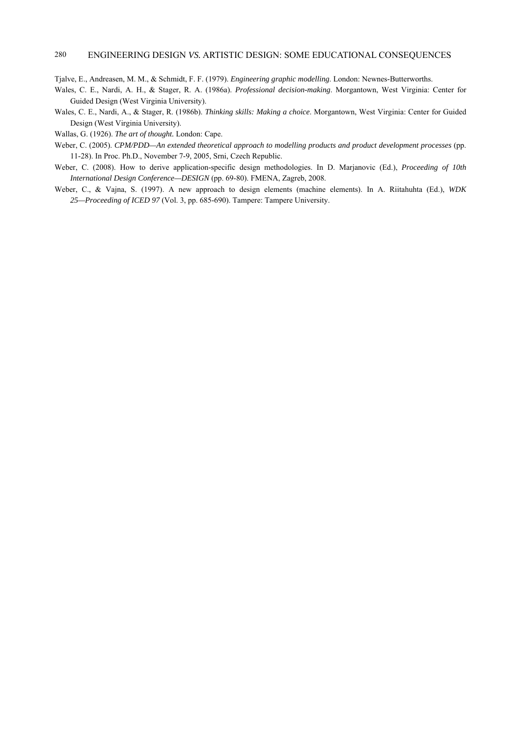Tjalve, E., Andreasen, M. M., & Schmidt, F. F. (1979). *Engineering graphic modelling*. London: Newnes-Butterworths.

Wales, C. E., Nardi, A. H., & Stager, R. A. (1986a). *Professional decision-making*. Morgantown, West Virginia: Center for Guided Design (West Virginia University).

Wales, C. E., Nardi, A., & Stager, R. (1986b). *Thinking skills: Making a choice*. Morgantown, West Virginia: Center for Guided Design (West Virginia University).

Wallas, G. (1926). *The art of thought.* London: Cape.

Weber, C. (2005). *CPM/PDD—An extended theoretical approach to modelling products and product development processes* (pp. 11-28). In Proc. Ph.D., November 7-9, 2005, Srni, Czech Republic.

Weber, C. (2008). How to derive application-specific design methodologies. In D. Marjanovic (Ed.), *Proceeding of 10th International Design Conference—DESIGN* (pp. 69-80). FMENA, Zagreb, 2008.

Weber, C., & Vajna, S. (1997). A new approach to design elements (machine elements). In A. Riitahuhta (Ed.), *WDK 25—Proceeding of ICED 97* (Vol. 3, pp. 685-690). Tampere: Tampere University.